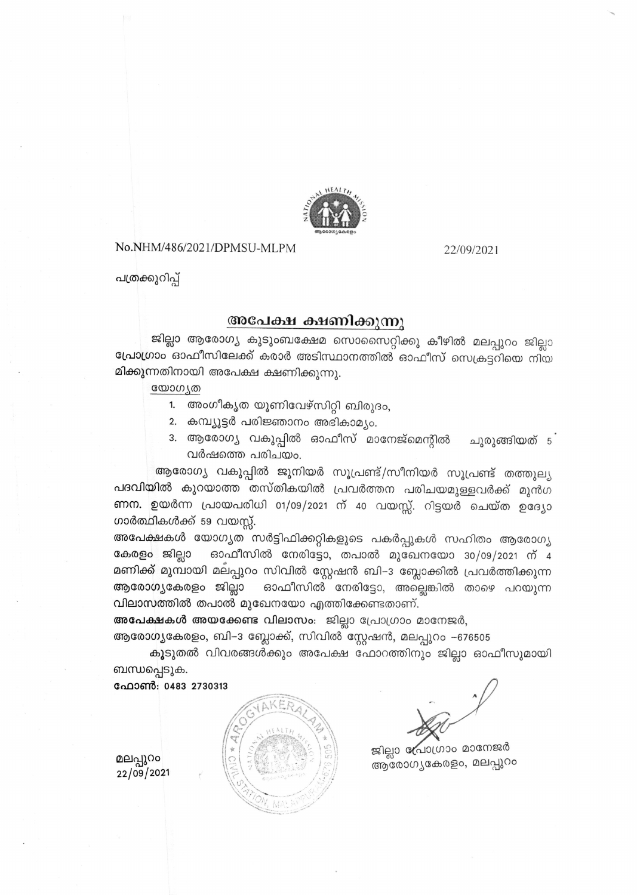No.NHM/486/2021/DPMSU-MLPM 22/09/2021

പത്രക്കുറിപ്പ്

## അപേക്ഷ ക്ഷണിക്കുന്നു

ജില്ലാ ആരോഗ്യ കുടുംബക്ഷേമ സൊസൈറ്റിക്കു കീഴിൽ മലപ്പുറം ജില്ലാ പ്രോഗ്രാം ഓഫീസിലേക്ക് കരാർ അടിസ്ഥാനത്തിൽ ഓഫീസ് സെക്രട്ടറിയെ നിയമിക്കുന്നതിനായി അപേക്ഷ ക്ഷണിക്കുന്നു.

യോഗ്യത

1. അംഗീകൃത യൂണിവേഴ്സിറ്റി ബിരുദം,
2. കമ്പ്യൂട്ടർ പരിജ്ഞാനം അഭികാമ്യം.
3. ആരോഗ്യ വകുപ്പിൽ ഓഫീസ് മാനേജ്മെന്റിൽ ചുരുങ്ങിയത് 5 വർഷത്തെ പരിചയം.

ആരോഗ്യ വകുപ്പിൽ ജൂനിയർ സൂപ്രണ്ട്/സീനിയർ സൂപ്രണ്ട് തത്തുല്യ പദവിയിൽ കുറയാത്ത തസ്തികയിൽ പ്രവർത്തന പരിചയമുള്ളവർക്ക് മുൻഗണന. ഉയർന്ന പ്രായപരിധി 01/09/2021 ന് 40 വയസ്സ്. റിട്ടയർ ചെയ്ത ഉദ്യോഗാർത്ഥികൾക്ക് 59 വയസ്സ്.

**അപേക്ഷകൾ** യോഗ്യത സർട്ടിഫിക്കറ്റികളുടെ പകർപ്പുകൾ സഹിതം ആരോഗ്യ കേരളം ജില്ലാ ഓഫീസിൽ നേരിട്ടോ, തപാൽ മുഖേനയോ 30/09/2021 ന് 4 മണിക്ക് മുമ്പായി മലപ്പുറം സിവിൽ സ്റ്റേഷൻ ബി–3 ബ്ലോക്കിൽ പ്രവർത്തിക്കുന്ന ആരോഗ്യകേരളം ജില്ലാ ഓഫീസിൽ നേരിട്ടോ, അല്ലെങ്കിൽ താഴെ പറയുന്ന വിലാസത്തിൽ തപാൽ മുഖേനയോ എത്തിക്കേണ്ടതാണ്.

**അപേക്ഷകൾ അയക്കേണ്ട വിലാസം:** ജില്ലാ പ്രോഗ്രാം മാനേജർ, ആരോഗ്യകേരളം, ബി–3 ബ്ലോക്ക്, സിവിൽ സ്റ്റേഷൻ, മലപ്പുറം –676505

കൂടുതൽ വിവരങ്ങൾക്കും അപേക്ഷ ഫോറത്തിനും ജില്ലാ ഓഫീസുമായി ബന്ധപ്പെടുക.

**ഫോൺ: 0483 2730313**

മലപ്പുറം
22/09/2021

ജില്ലാ പ്രോഗ്രാം മാനേജർ
ആരോഗ്യകേരളം, മലപ്പുറം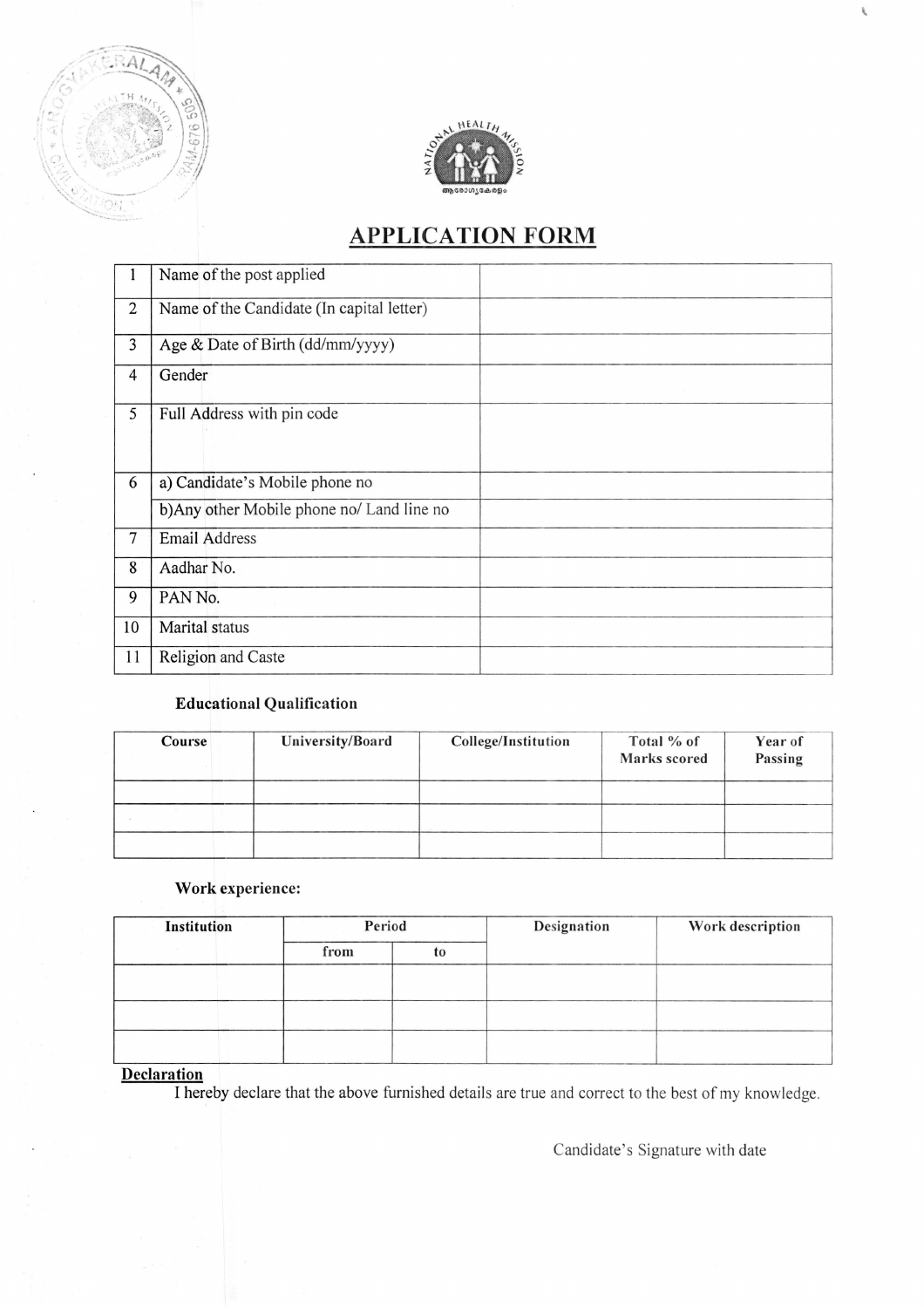# APPLICATION FORM

| | | |
|---|---|---|
| 1 | Name of the post applied | |
| 2 | Name of the Candidate (In capital letter) | |
| 3 | Age & Date of Birth (dd/mm/yyyy) | |
| 4 | Gender | |
| 5 | Full Address with pin code | |
| 6 | a) Candidate's Mobile phone no | |
| | b)Any other Mobile phone no/ Land line no | |
| 7 | Email Address | |
| 8 | Aadhar No. | |
| 9 | PAN No. | |
| 10 | Marital status | |
| 11 | Religion and Caste | |

**Educational Qualification**

| Course | University/Board | College/Institution | Total % of Marks scored | Year of Passing |
|---|---|---|---|---|
| | | | | |
| | | | | |
| | | | | |

**Work experience:**

| Institution | Period | | Designation | Work description |
|---|---|---|---|---|
| | from | to | | |
| | | | | |
| | | | | |
| | | | | |

**Declaration**

I hereby declare that the above furnished details are true and correct to the best of my knowledge.

Candidate's Signature with date